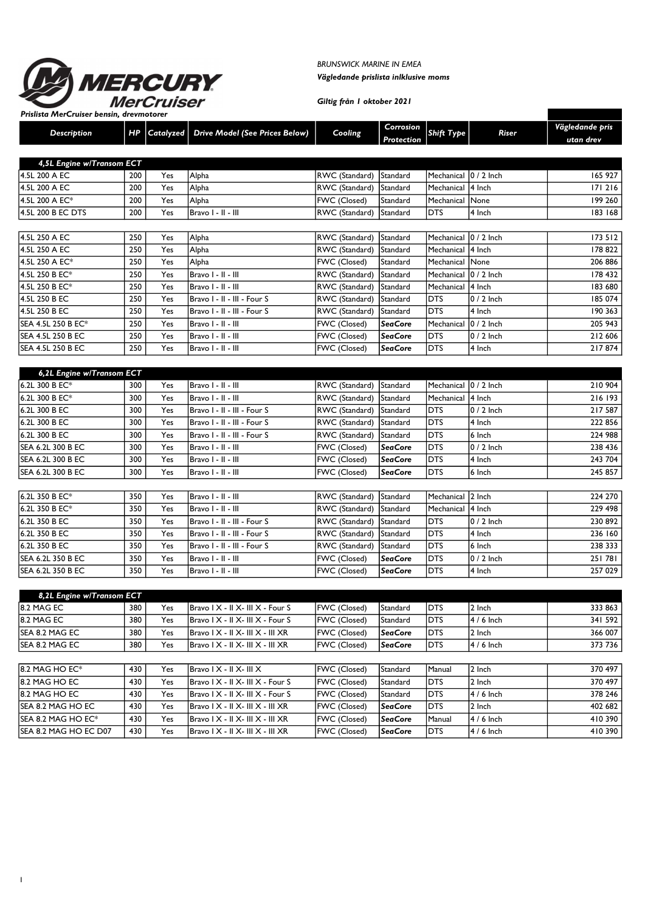BRUNSWICK MARINE IN EMEA

***Vägledande prislista inlklusive moms***

***Giltig från 1 oktober 2021***

***Prislista MerCruiser bensin, drevmotorer***

| Description | HP | Catalyzed | Drive Model (See Prices Below) | Cooling | Corrosion Protection | Shift Type | Riser | Vägledande pris utan drev |
|---|---|---|---|---|---|---|---|---|
| ***4,5L Engine w/Transom ECT*** | | | | | | | | |
| 4.5L 200 A EC | 200 | Yes | Alpha | RWC (Standard) | Standard | Mechanical | 0 / 2 Inch | 165 927 |
| 4.5L 200 A EC | 200 | Yes | Alpha | RWC (Standard) | Standard | Mechanical | 4 Inch | 171 216 |
| 4.5L 200 A EC* | 200 | Yes | Alpha | FWC (Closed) | Standard | Mechanical | None | 199 260 |
| 4.5L 200 B EC DTS | 200 | Yes | Bravo I - II - III | RWC (Standard) | Standard | DTS | 4 Inch | 183 168 |
| | | | | | | | | |
| 4.5L 250 A EC | 250 | Yes | Alpha | RWC (Standard) | Standard | Mechanical | 0 / 2 Inch | 173 512 |
| 4.5L 250 A EC | 250 | Yes | Alpha | RWC (Standard) | Standard | Mechanical | 4 Inch | 178 822 |
| 4.5L 250 A EC* | 250 | Yes | Alpha | FWC (Closed) | Standard | Mechanical | None | 206 886 |
| 4.5L 250 B EC* | 250 | Yes | Bravo I - II - III | RWC (Standard) | Standard | Mechanical | 0 / 2 Inch | 178 432 |
| 4.5L 250 B EC* | 250 | Yes | Bravo I - II - III | RWC (Standard) | Standard | Mechanical | 4 Inch | 183 680 |
| 4.5L 250 B EC | 250 | Yes | Bravo I - II - III - Four S | RWC (Standard) | Standard | DTS | 0 / 2 Inch | 185 074 |
| 4.5L 250 B EC | 250 | Yes | Bravo I - II - III - Four S | RWC (Standard) | Standard | DTS | 4 Inch | 190 363 |
| SEA 4.5L 250 B EC* | 250 | Yes | Bravo I - II - III | FWC (Closed) | ***SeaCore*** | Mechanical | 0 / 2 Inch | 205 943 |
| SEA 4.5L 250 B EC | 250 | Yes | Bravo I - II - III | FWC (Closed) | ***SeaCore*** | DTS | 0 / 2 Inch | 212 606 |
| SEA 4.5L 250 B EC | 250 | Yes | Bravo I - II - III | FWC (Closed) | ***SeaCore*** | DTS | 4 Inch | 217 874 |
| | | | | | | | | |
| ***6,2L Engine w/Transom ECT*** | | | | | | | | |
| 6.2L 300 B EC* | 300 | Yes | Bravo I - II - III | RWC (Standard) | Standard | Mechanical | 0 / 2 Inch | 210 904 |
| 6.2L 300 B EC* | 300 | Yes | Bravo I - II - III | RWC (Standard) | Standard | Mechanical | 4 Inch | 216 193 |
| 6.2L 300 B EC | 300 | Yes | Bravo I - II - III - Four S | RWC (Standard) | Standard | DTS | 0 / 2 Inch | 217 587 |
| 6.2L 300 B EC | 300 | Yes | Bravo I - II - III - Four S | RWC (Standard) | Standard | DTS | 4 Inch | 222 856 |
| 6.2L 300 B EC | 300 | Yes | Bravo I - II - III - Four S | RWC (Standard) | Standard | DTS | 6 Inch | 224 988 |
| SEA 6.2L 300 B EC | 300 | Yes | Bravo I - II - III | FWC (Closed) | ***SeaCore*** | DTS | 0 / 2 Inch | 238 436 |
| SEA 6.2L 300 B EC | 300 | Yes | Bravo I - II - III | FWC (Closed) | ***SeaCore*** | DTS | 4 Inch | 243 704 |
| SEA 6.2L 300 B EC | 300 | Yes | Bravo I - II - III | FWC (Closed) | ***SeaCore*** | DTS | 6 Inch | 245 857 |
| | | | | | | | | |
| 6.2L 350 B EC* | 350 | Yes | Bravo I - II - III | RWC (Standard) | Standard | Mechanical | 2 Inch | 224 270 |
| 6.2L 350 B EC* | 350 | Yes | Bravo I - II - III | RWC (Standard) | Standard | Mechanical | 4 Inch | 229 498 |
| 6.2L 350 B EC | 350 | Yes | Bravo I - II - III - Four S | RWC (Standard) | Standard | DTS | 0 / 2 Inch | 230 892 |
| 6.2L 350 B EC | 350 | Yes | Bravo I - II - III - Four S | RWC (Standard) | Standard | DTS | 4 Inch | 236 160 |
| 6.2L 350 B EC | 350 | Yes | Bravo I - II - III - Four S | RWC (Standard) | Standard | DTS | 6 Inch | 238 333 |
| SEA 6.2L 350 B EC | 350 | Yes | Bravo I - II - III | FWC (Closed) | ***SeaCore*** | DTS | 0 / 2 Inch | 251 781 |
| SEA 6.2L 350 B EC | 350 | Yes | Bravo I - II - III | FWC (Closed) | ***SeaCore*** | DTS | 4 Inch | 257 029 |
| | | | | | | | | |
| ***8,2L Engine w/Transom ECT*** | | | | | | | | |
| 8.2 MAG EC | 380 | Yes | Bravo I X - II X- III X - Four S | FWC (Closed) | Standard | DTS | 2 Inch | 333 863 |
| 8.2 MAG EC | 380 | Yes | Bravo I X - II X- III X - Four S | FWC (Closed) | Standard | DTS | 4 / 6 Inch | 341 592 |
| SEA 8.2 MAG EC | 380 | Yes | Bravo I X - II X- III X - III XR | FWC (Closed) | ***SeaCore*** | DTS | 2 Inch | 366 007 |
| SEA 8.2 MAG EC | 380 | Yes | Bravo I X - II X- III X - III XR | FWC (Closed) | ***SeaCore*** | DTS | 4 / 6 Inch | 373 736 |
| | | | | | | | | |
| 8.2 MAG HO EC* | 430 | Yes | Bravo I X - II X- III X | FWC (Closed) | Standard | Manual | 2 Inch | 370 497 |
| 8.2 MAG HO EC | 430 | Yes | Bravo I X - II X- III X - Four S | FWC (Closed) | Standard | DTS | 2 Inch | 370 497 |
| 8.2 MAG HO EC | 430 | Yes | Bravo I X - II X- III X - Four S | FWC (Closed) | Standard | DTS | 4 / 6 Inch | 378 246 |
| SEA 8.2 MAG HO EC | 430 | Yes | Bravo I X - II X- III X - III XR | FWC (Closed) | ***SeaCore*** | DTS | 2 Inch | 402 682 |
| SEA 8.2 MAG HO EC* | 430 | Yes | Bravo I X - II X- III X - III XR | FWC (Closed) | ***SeaCore*** | Manual | 4 / 6 Inch | 410 390 |
| SEA 8.2 MAG HO EC D07 | 430 | Yes | Bravo I X - II X- III X - III XR | FWC (Closed) | ***SeaCore*** | DTS | 4 / 6 Inch | 410 390 |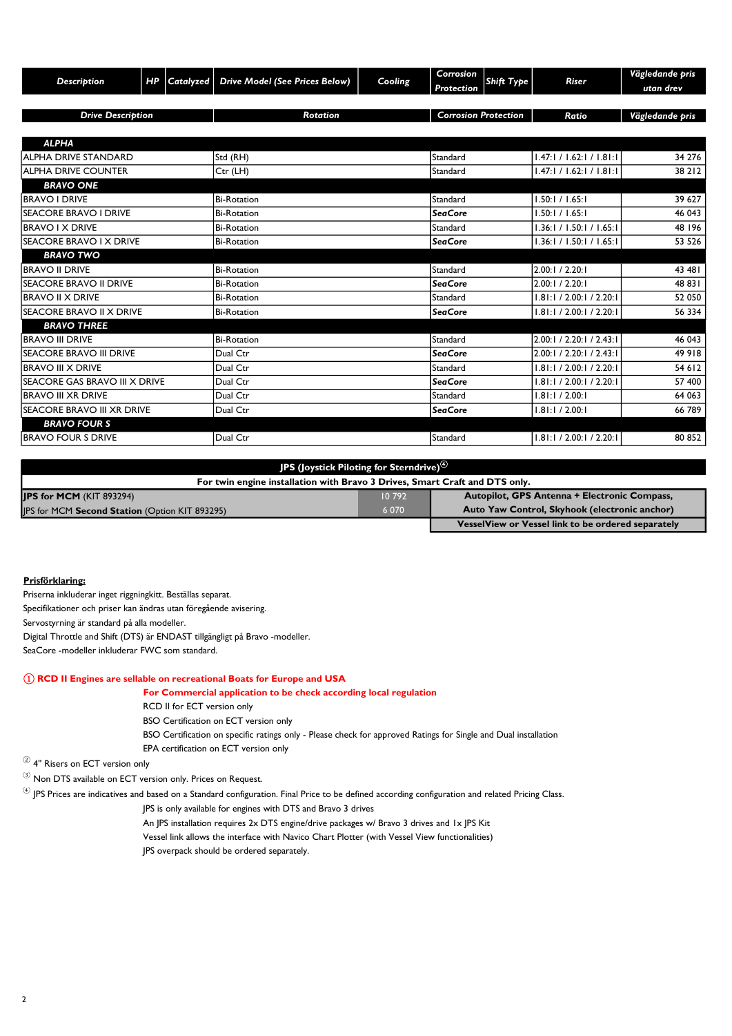| Description | HP | Catalyzed | Drive Model (See Prices Below) | Cooling | Corrosion Protection | Shift Type | Riser | Vägledande pris utan drev |
|---|---|---|---|---|---|---|---|---|

| Drive Description | Rotation | Corrosion Protection | Ratio | Vägledande pris |
|---|---|---|---|---|
| **ALPHA** | | | | |
| ALPHA DRIVE STANDARD | Std (RH) | Standard | 1.47:1 / 1.62:1 / 1.81:1 | 34 276 |
| ALPHA DRIVE COUNTER | Ctr (LH) | Standard | 1.47:1 / 1.62:1 / 1.81:1 | 38 212 |
| **BRAVO ONE** | | | | |
| BRAVO I DRIVE | Bi-Rotation | Standard | 1.50:1 / 1.65:1 | 39 627 |
| SEACORE BRAVO I DRIVE | Bi-Rotation | **SeaCore** | 1.50:1 / 1.65:1 | 46 043 |
| BRAVO I X DRIVE | Bi-Rotation | Standard | 1.36:1 / 1.50:1 / 1.65:1 | 48 196 |
| SEACORE BRAVO I X DRIVE | Bi-Rotation | **SeaCore** | 1.36:1 / 1.50:1 / 1.65:1 | 53 526 |
| **BRAVO TWO** | | | | |
| BRAVO II DRIVE | Bi-Rotation | Standard | 2.00:1 / 2.20:1 | 43 481 |
| SEACORE BRAVO II DRIVE | Bi-Rotation | **SeaCore** | 2.00:1 / 2.20:1 | 48 831 |
| BRAVO II X DRIVE | Bi-Rotation | Standard | 1.81:1 / 2.00:1 / 2.20:1 | 52 050 |
| SEACORE BRAVO II X DRIVE | Bi-Rotation | **SeaCore** | 1.81:1 / 2.00:1 / 2.20:1 | 56 334 |
| **BRAVO THREE** | | | | |
| BRAVO III DRIVE | Bi-Rotation | Standard | 2.00:1 / 2.20:1 / 2.43:1 | 46 043 |
| SEACORE BRAVO III DRIVE | Dual Ctr | **SeaCore** | 2.00:1 / 2.20:1 / 2.43:1 | 49 918 |
| BRAVO III X DRIVE | Dual Ctr | Standard | 1.81:1 / 2.00:1 / 2.20:1 | 54 612 |
| SEACORE GAS BRAVO III X DRIVE | Dual Ctr | **SeaCore** | 1.81:1 / 2.00:1 / 2.20:1 | 57 400 |
| BRAVO III XR DRIVE | Dual Ctr | Standard | 1.81:1 / 2.00:1 | 64 063 |
| SEACORE BRAVO III XR DRIVE | Dual Ctr | **SeaCore** | 1.81:1 / 2.00:1 | 66 789 |
| **BRAVO FOUR S** | | | | |
| BRAVO FOUR S DRIVE | Dual Ctr | Standard | 1.81:1 / 2.00:1 / 2.20:1 | 80 852 |

| JPS (Joystick Piloting for Sterndrive)[4] | | |
|---|---|---|
| For twin engine installation with Bravo 3 Drives, Smart Craft and DTS only. | | |
| **JPS for MCM** (KIT 893294) | 10 792 | **Autopilot, GPS Antenna + Electronic Compass,** |
| JPS for MCM **Second Station** (Option KIT 893295) | 6 070 | **Auto Yaw Control, Skyhook (electronic anchor)** |
| | | **VesselView or Vessel link to be ordered separately** |

**Prisförklaring:**

Priserna inkluderar inget riggningkitt. Beställas separat.
Specifikationer och priser kan ändras utan föregående avisering.
Servostyrning är standard på alla modeller.
Digital Throttle and Shift (DTS) är ENDAST tillgängligt på Bravo -modeller.
SeaCore -modeller inkluderar FWC som standard.

[1] **RCD II Engines are sellable on recreational Boats for Europe and USA**
**For Commercial application to be check according local regulation**
RCD II for ECT version only
BSO Certification on ECT version only
BSO Certification on specific ratings only - Please check for approved Ratings for Single and Dual installation
EPA certification on ECT version only

[2] 4" Risers on ECT version only

[3] Non DTS available on ECT version only. Prices on Request.

[4] JPS Prices are indicatives and based on a Standard configuration. Final Price to be defined according configuration and related Pricing Class.
JPS is only available for engines with DTS and Bravo 3 drives
An JPS installation requires 2x DTS engine/drive packages w/ Bravo 3 drives and 1x JPS Kit
Vessel link allows the interface with Navico Chart Plotter (with Vessel View functionalities)
JPS overpack should be ordered separately.